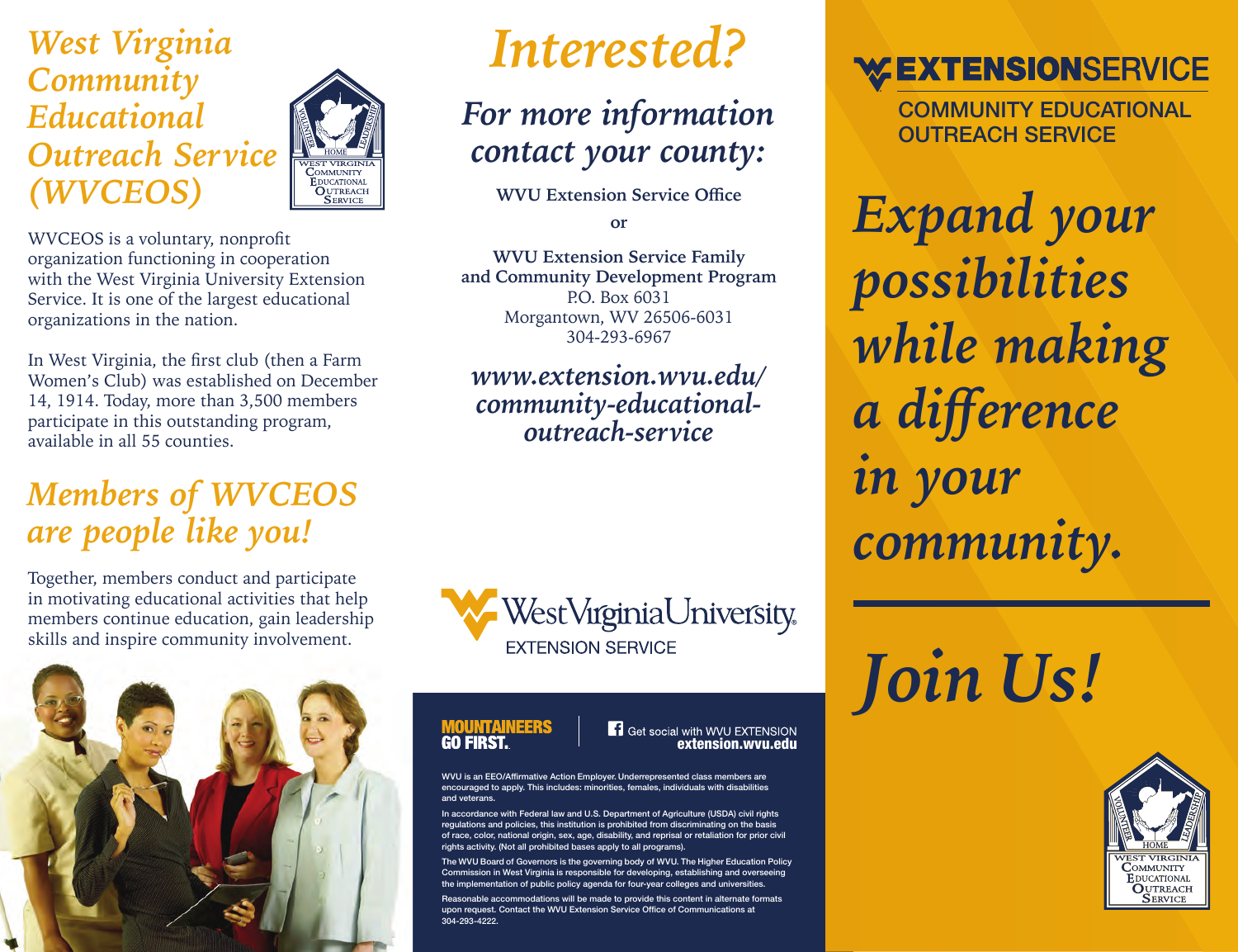# West Virginia Community Educational Outreach Service (WVCEOS)

WVCEOS is a voluntary, nonprofit organization functioning in cooperation with the West Virginia University Extension Service. It is one of the largest educational organizations in the nation.

In West Virginia, the first club (then a Farm Women's Club) was established on December 14, 1914. Today, more than 3,500 members participate in this outstanding program, available in all 55 counties.

## Members of WVCEOS are people like you!

Together, members conduct and participate in motivating educational activities that help members continue education, gain leadership skills and inspire community involvement.

# Interested?

## For more information contact your county:

**WVU Extension Service Office**

**or**

**WVU Extension Service Family and Community Development Program**
P.O. Box 6031
Morgantown, WV 26506-6031
304-293-6967

***www.extension.wvu.edu/community-educational-outreach-service***

WestVirginiaUniversity.
EXTENSION SERVICE

**MOUNTAINEERS GO FIRST.**

Get social with WVU EXTENSION
**extension.wvu.edu**

WVU is an EEO/Affirmative Action Employer. Underrepresented class members are encouraged to apply. This includes: minorities, females, individuals with disabilities and veterans.

In accordance with Federal law and U.S. Department of Agriculture (USDA) civil rights regulations and policies, this institution is prohibited from discriminating on the basis of race, color, national origin, sex, age, disability, and reprisal or retaliation for prior civil rights activity. (Not all prohibited bases apply to all programs).

The WVU Board of Governors is the governing body of WVU. The Higher Education Policy Commission in West Virginia is responsible for developing, establishing and overseeing the implementation of public policy agenda for four-year colleges and universities.

Reasonable accommodations will be made to provide this content in alternate formats upon request. Contact the WVU Extension Service Office of Communications at 304-293-4222.

**EXTENSIONSERVICE**
COMMUNITY EDUCATIONAL OUTREACH SERVICE

# *Expand your possibilities while making a difference in your community.*

# *Join Us!*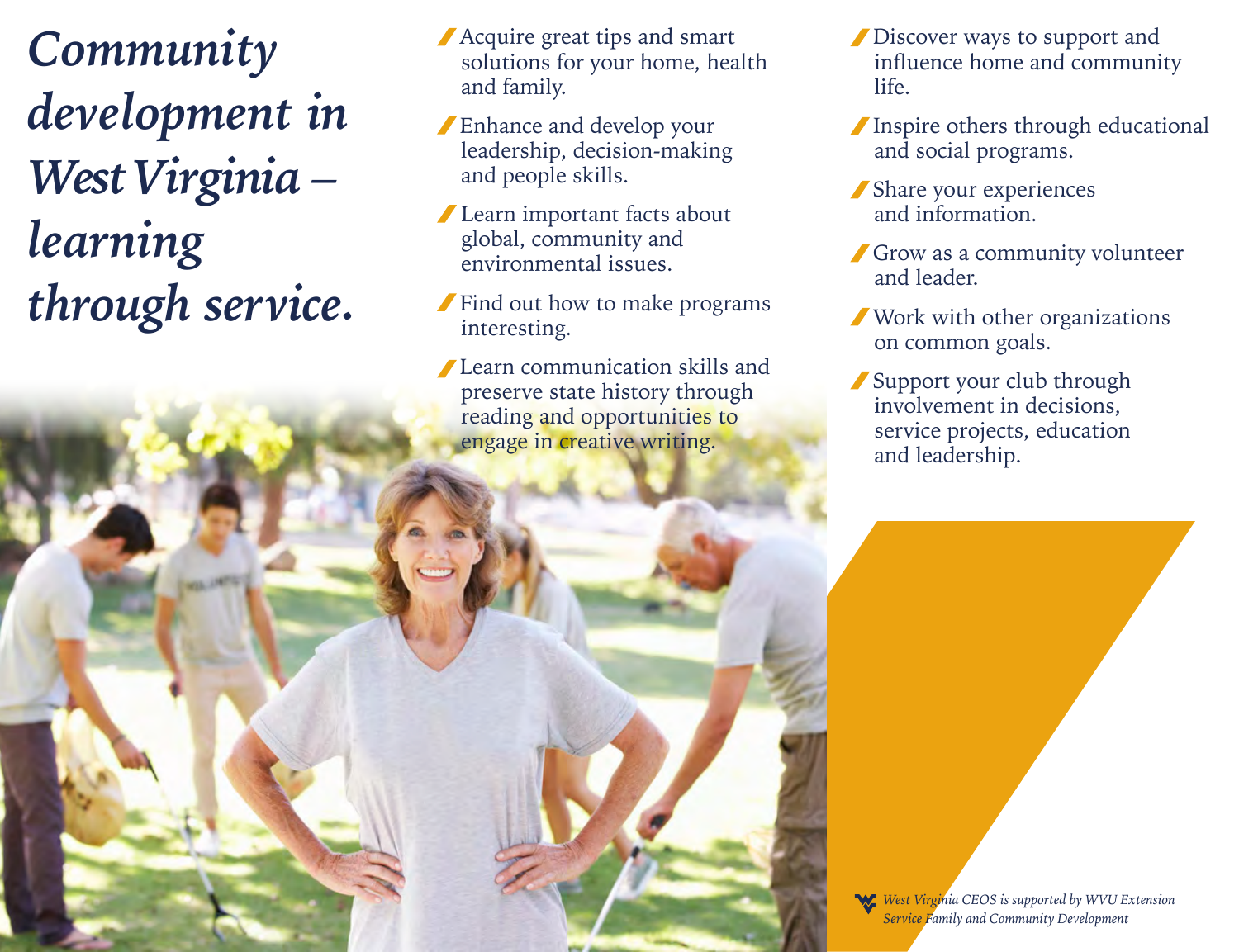# *Community development in West Virginia – learning through service.*

- Acquire great tips and smart solutions for your home, health and family.
- Enhance and develop your leadership, decision-making and people skills.
- Learn important facts about global, community and environmental issues.
- Find out how to make programs interesting.
- Learn communication skills and preserve state history through reading and opportunities to engage in creative writing.
- Discover ways to support and influence home and community life.
- Inspire others through educational and social programs.
- Share your experiences and information.
- Grow as a community volunteer and leader.
- Work with other organizations on common goals.
- Support your club through involvement in decisions, service projects, education and leadership.

*West Virginia CEOS is supported by WVU Extension Service Family and Community Development*